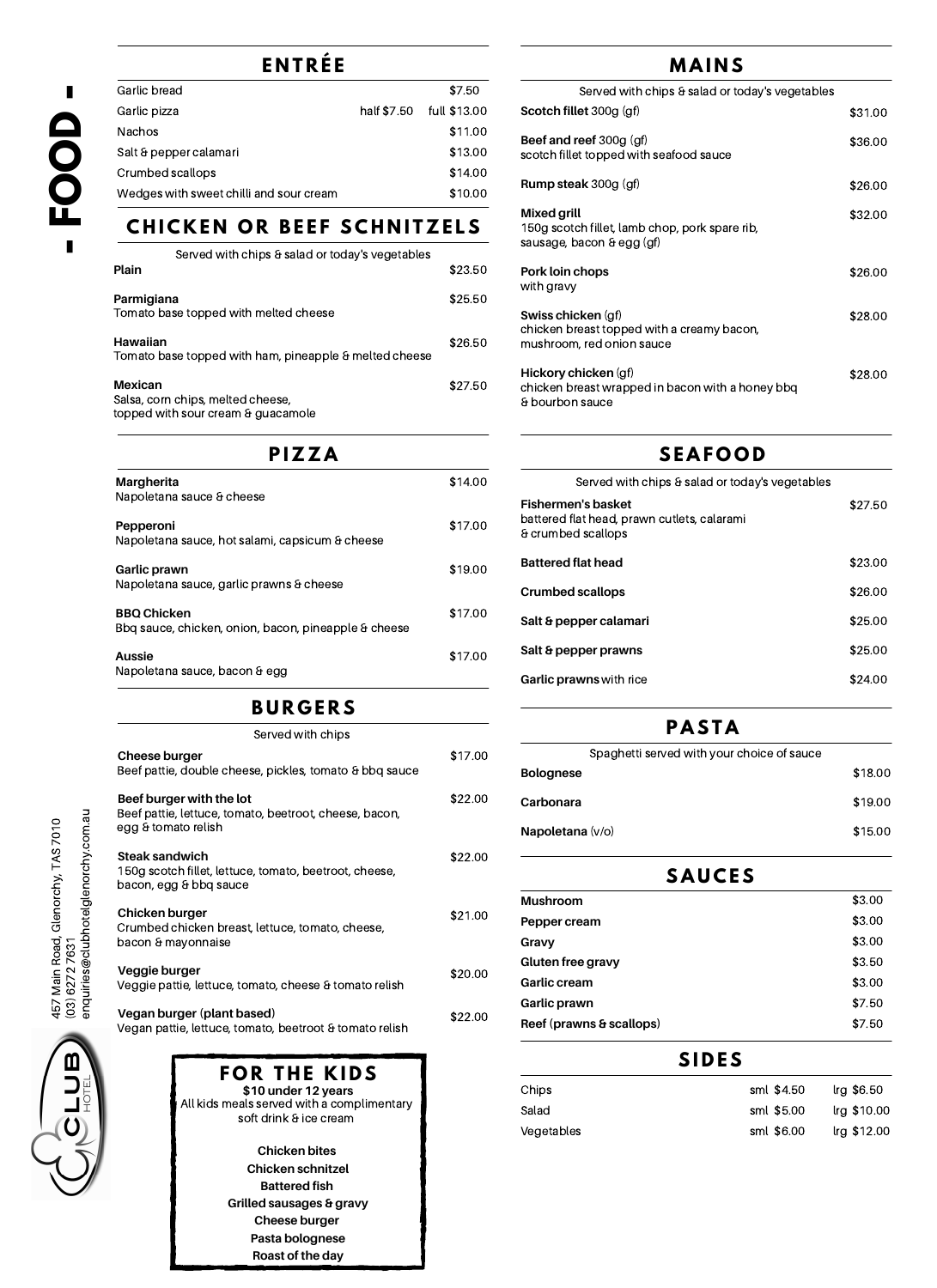# - FOOD -

## ENTRÉE

| Item | | Price |
|---|---|---|
| Garlic bread | | $7.50 |
| Garlic pizza | half $7.50 | full $13.00 |
| Nachos | | $11.00 |
| Salt & pepper calamari | | $13.00 |
| Crumbed scallops | | $14.00 |
| Wedges with sweet chilli and sour cream | | $10.00 |

## CHICKEN OR BEEF SCHNITZELS

Served with chips & salad or today's vegetables

**Plain** $23.50

**Parmigiana** $25.50
Tomato base topped with melted cheese

**Hawaiian** $26.50
Tomato base topped with ham, pineapple & melted cheese

**Mexican** $27.50
Salsa, corn chips, melted cheese, topped with sour cream & guacamole

## PIZZA

**Margherita** $14.00
Napoletana sauce & cheese

**Pepperoni** $17.00
Napoletana sauce, hot salami, capsicum & cheese

**Garlic prawn** $19.00
Napoletana sauce, garlic prawns & cheese

**BBQ Chicken** $17.00
Bbq sauce, chicken, onion, bacon, pineapple & cheese

**Aussie** $17.00
Napoletana sauce, bacon & egg

## BURGERS

Served with chips

**Cheese burger** $17.00
Beef pattie, double cheese, pickles, tomato & bbq sauce

**Beef burger with the lot** $22.00
Beef pattie, lettuce, tomato, beetroot, cheese, bacon, egg & tomato relish

**Steak sandwich** $22.00
150g scotch fillet, lettuce, tomato, beetroot, cheese, bacon, egg & bbq sauce

**Chicken burger** $21.00
Crumbed chicken breast, lettuce, tomato, cheese, bacon & mayonnaise

**Veggie burger** $20.00
Veggie pattie, lettuce, tomato, cheese & tomato relish

**Vegan burger** (plant based) $22.00
Vegan pattie, lettuce, tomato, beetroot & tomato relish

## FOR THE KIDS

**$10 under 12 years**
All kids meals served with a complimentary soft drink & ice cream

**Chicken bites**
**Chicken schnitzel**
**Battered fish**
**Grilled sausages & gravy**
**Cheese burger**
**Pasta bolognese**
**Roast of the day**

## MAINS

Served with chips & salad or today's vegetables

**Scotch fillet** 300g (gf) $31.00

**Beef and reef** 300g (gf) $36.00
scotch fillet topped with seafood sauce

**Rump steak** 300g (gf) $26.00

**Mixed grill** $32.00
150g scotch fillet, lamb chop, pork spare rib, sausage, bacon & egg (gf)

**Pork loin chops** $26.00
with gravy

**Swiss chicken** (gf) $28.00
chicken breast topped with a creamy bacon, mushroom, red onion sauce

**Hickory chicken** (gf) $28.00
chicken breast wrapped in bacon with a honey bbq & bourbon sauce

## SEAFOOD

Served with chips & salad or today's vegetables

**Fishermen's basket** $27.50
battered flat head, prawn cutlets, calarami & crumbed scallops

**Battered flat head** $23.00

**Crumbed scallops** $26.00

**Salt & pepper calamari** $25.00

**Salt & pepper prawns** $25.00

**Garlic prawns** with rice $24.00

## PASTA

Spaghetti served with your choice of sauce

| Sauce | Price |
|---|---|
| **Bolognese** | $18.00 |
| **Carbonara** | $19.00 |
| **Napoletana** (v/o) | $15.00 |

## SAUCES

| Sauce | Price |
|---|---|
| **Mushroom** | $3.00 |
| **Pepper cream** | $3.00 |
| **Gravy** | $3.00 |
| **Gluten free gravy** | $3.50 |
| **Garlic cream** | $3.00 |
| **Garlic prawn** | $7.50 |
| **Reef** (prawns & scallops) | $7.50 |

## SIDES

| Side | Small | Large |
|---|---|---|
| Chips | sml $4.50 | lrg $6.50 |
| Salad | sml $5.00 | lrg $10.00 |
| Vegetables | sml $6.00 | lrg $12.00 |

CLUB HOTEL

457 Main Road, Glenorchy, TAS 7010
(03) 6272 7631
enquiries@clubhotelglenorchy.com.au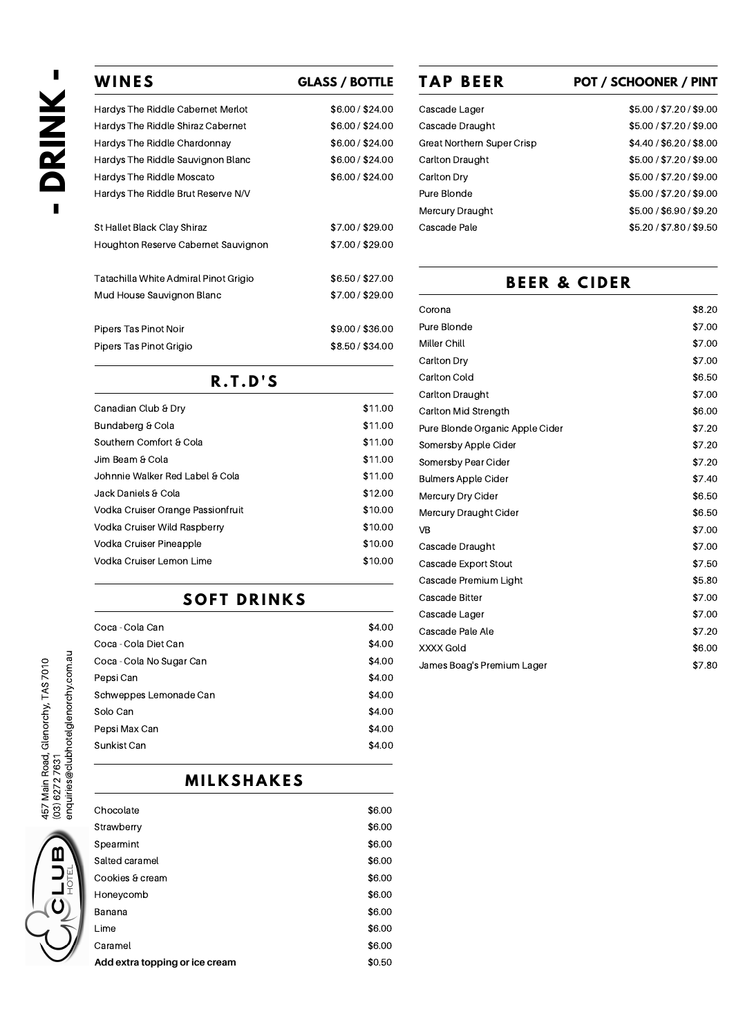# - DRINK -

## WINES

| WINES | GLASS / BOTTLE |
|---|---|
| Hardys The Riddle Cabernet Merlot | $6.00 / $24.00 |
| Hardys The Riddle Shiraz Cabernet | $6.00 / $24.00 |
| Hardys The Riddle Chardonnay | $6.00 / $24.00 |
| Hardys The Riddle Sauvignon Blanc | $6.00 / $24.00 |
| Hardys The Riddle Moscato | $6.00 / $24.00 |
| Hardys The Riddle Brut Reserve N/V | |
| St Hallet Black Clay Shiraz | $7.00 / $29.00 |
| Houghton Reserve Cabernet Sauvignon | $7.00 / $29.00 |
| Tatachilla White Admiral Pinot Grigio | $6.50 / $27.00 |
| Mud House Sauvignon Blanc | $7.00 / $29.00 |
| Pipers Tas Pinot Noir | $9.00 / $36.00 |
| Pipers Tas Pinot Grigio | $8.50 / $34.00 |

## R.T.D'S

| | |
|---|---|
| Canadian Club & Dry | $11.00 |
| Bundaberg & Cola | $11.00 |
| Southern Comfort & Cola | $11.00 |
| Jim Beam & Cola | $11.00 |
| Johnnie Walker Red Label & Cola | $11.00 |
| Jack Daniels & Cola | $12.00 |
| Vodka Cruiser Orange Passionfruit | $10.00 |
| Vodka Cruiser Wild Raspberry | $10.00 |
| Vodka Cruiser Pineapple | $10.00 |
| Vodka Cruiser Lemon Lime | $10.00 |

## SOFT DRINKS

| | |
|---|---|
| Coca - Cola Can | $4.00 |
| Coca - Cola Diet Can | $4.00 |
| Coca - Cola No Sugar Can | $4.00 |
| Pepsi Can | $4.00 |
| Schweppes Lemonade Can | $4.00 |
| Solo Can | $4.00 |
| Pepsi Max Can | $4.00 |
| Sunkist Can | $4.00 |

## MILKSHAKES

| | |
|---|---|
| Chocolate | $6.00 |
| Strawberry | $6.00 |
| Spearmint | $6.00 |
| Salted caramel | $6.00 |
| Cookies & cream | $6.00 |
| Honeycomb | $6.00 |
| Banana | $6.00 |
| Lime | $6.00 |
| Caramel | $6.00 |
| **Add extra topping or ice cream** | $0.50 |

## TAP BEER

| TAP BEER | POT / SCHOONER / PINT |
|---|---|
| Cascade Lager | $5.00 / $7.20 / $9.00 |
| Cascade Draught | $5.00 / $7.20 / $9.00 |
| Great Northern Super Crisp | $4.40 / $6.20 / $8.00 |
| Carlton Draught | $5.00 / $7.20 / $9.00 |
| Carlton Dry | $5.00 / $7.20 / $9.00 |
| Pure Blonde | $5.00 / $7.20 / $9.00 |
| Mercury Draught | $5.00 / $6.90 / $9.20 |
| Cascade Pale | $5.20 / $7.80 / $9.50 |

## BEER & CIDER

| | |
|---|---|
| Corona | $8.20 |
| Pure Blonde | $7.00 |
| Miller Chill | $7.00 |
| Carlton Dry | $7.00 |
| Carlton Cold | $6.50 |
| Carlton Draught | $7.00 |
| Carlton Mid Strength | $6.00 |
| Pure Blonde Organic Apple Cider | $7.20 |
| Somersby Apple Cider | $7.20 |
| Somersby Pear Cider | $7.20 |
| Bulmers Apple Cider | $7.40 |
| Mercury Dry Cider | $6.50 |
| Mercury Draught Cider | $6.50 |
| VB | $7.00 |
| Cascade Draught | $7.00 |
| Cascade Export Stout | $7.50 |
| Cascade Premium Light | $5.80 |
| Cascade Bitter | $7.00 |
| Cascade Lager | $7.00 |
| Cascade Pale Ale | $7.20 |
| XXXX Gold | $6.00 |
| James Boag's Premium Lager | $7.80 |

457 Main Road, Glenorchy, TAS 7010
(03) 6272 7631
enquiries@clubhotelglenorchy.com.au

CLUB HOTEL